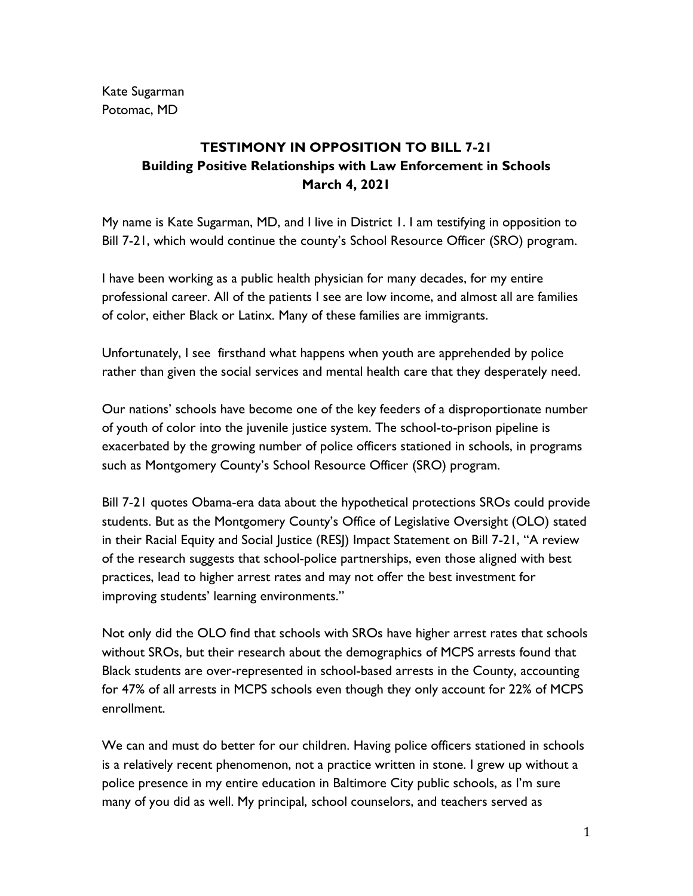Kate Sugarman
Potomac, MD

# TESTIMONY IN OPPOSITION TO BILL 7-21
## Building Positive Relationships with Law Enforcement in Schools
## March 4, 2021

My name is Kate Sugarman, MD, and I live in District 1. I am testifying in opposition to Bill 7-21, which would continue the county's School Resource Officer (SRO) program.

I have been working as a public health physician for many decades, for my entire professional career. All of the patients I see are low income, and almost all are families of color, either Black or Latinx. Many of these families are immigrants.

Unfortunately, I see firsthand what happens when youth are apprehended by police rather than given the social services and mental health care that they desperately need.

Our nations' schools have become one of the key feeders of a disproportionate number of youth of color into the juvenile justice system. The school-to-prison pipeline is exacerbated by the growing number of police officers stationed in schools, in programs such as Montgomery County's School Resource Officer (SRO) program.

Bill 7-21 quotes Obama-era data about the hypothetical protections SROs could provide students. But as the Montgomery County's Office of Legislative Oversight (OLO) stated in their Racial Equity and Social Justice (RESJ) Impact Statement on Bill 7-21, "A review of the research suggests that school-police partnerships, even those aligned with best practices, lead to higher arrest rates and may not offer the best investment for improving students' learning environments."

Not only did the OLO find that schools with SROs have higher arrest rates that schools without SROs, but their research about the demographics of MCPS arrests found that Black students are over-represented in school-based arrests in the County, accounting for 47% of all arrests in MCPS schools even though they only account for 22% of MCPS enrollment.

We can and must do better for our children. Having police officers stationed in schools is a relatively recent phenomenon, not a practice written in stone. I grew up without a police presence in my entire education in Baltimore City public schools, as I'm sure many of you did as well. My principal, school counselors, and teachers served as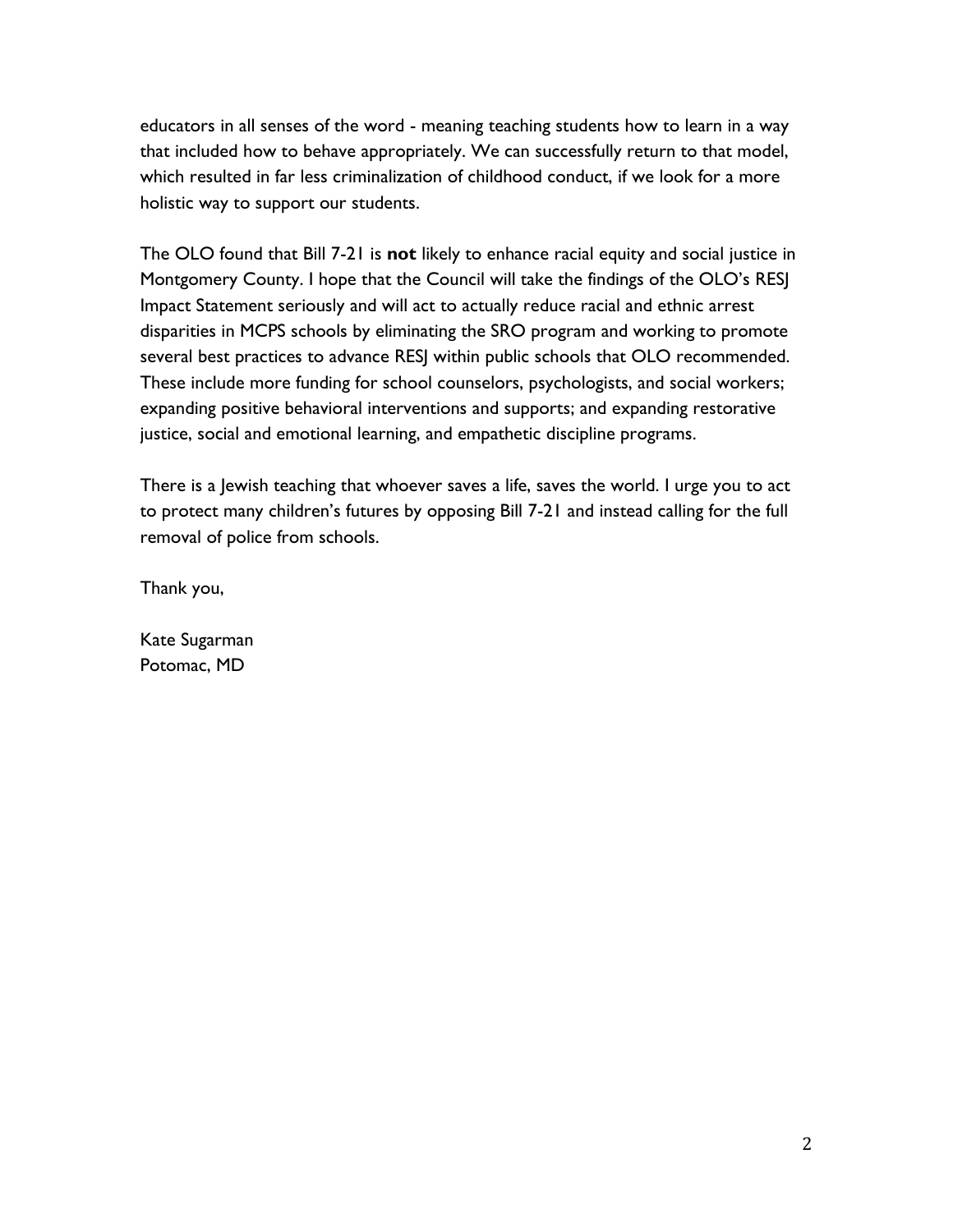educators in all senses of the word - meaning teaching students how to learn in a way that included how to behave appropriately. We can successfully return to that model, which resulted in far less criminalization of childhood conduct, if we look for a more holistic way to support our students.

The OLO found that Bill 7-21 is **not** likely to enhance racial equity and social justice in Montgomery County. I hope that the Council will take the findings of the OLO's RESJ Impact Statement seriously and will act to actually reduce racial and ethnic arrest disparities in MCPS schools by eliminating the SRO program and working to promote several best practices to advance RESJ within public schools that OLO recommended. These include more funding for school counselors, psychologists, and social workers; expanding positive behavioral interventions and supports; and expanding restorative justice, social and emotional learning, and empathetic discipline programs.

There is a Jewish teaching that whoever saves a life, saves the world. I urge you to act to protect many children's futures by opposing Bill 7-21 and instead calling for the full removal of police from schools.

Thank you,

Kate Sugarman
Potomac, MD